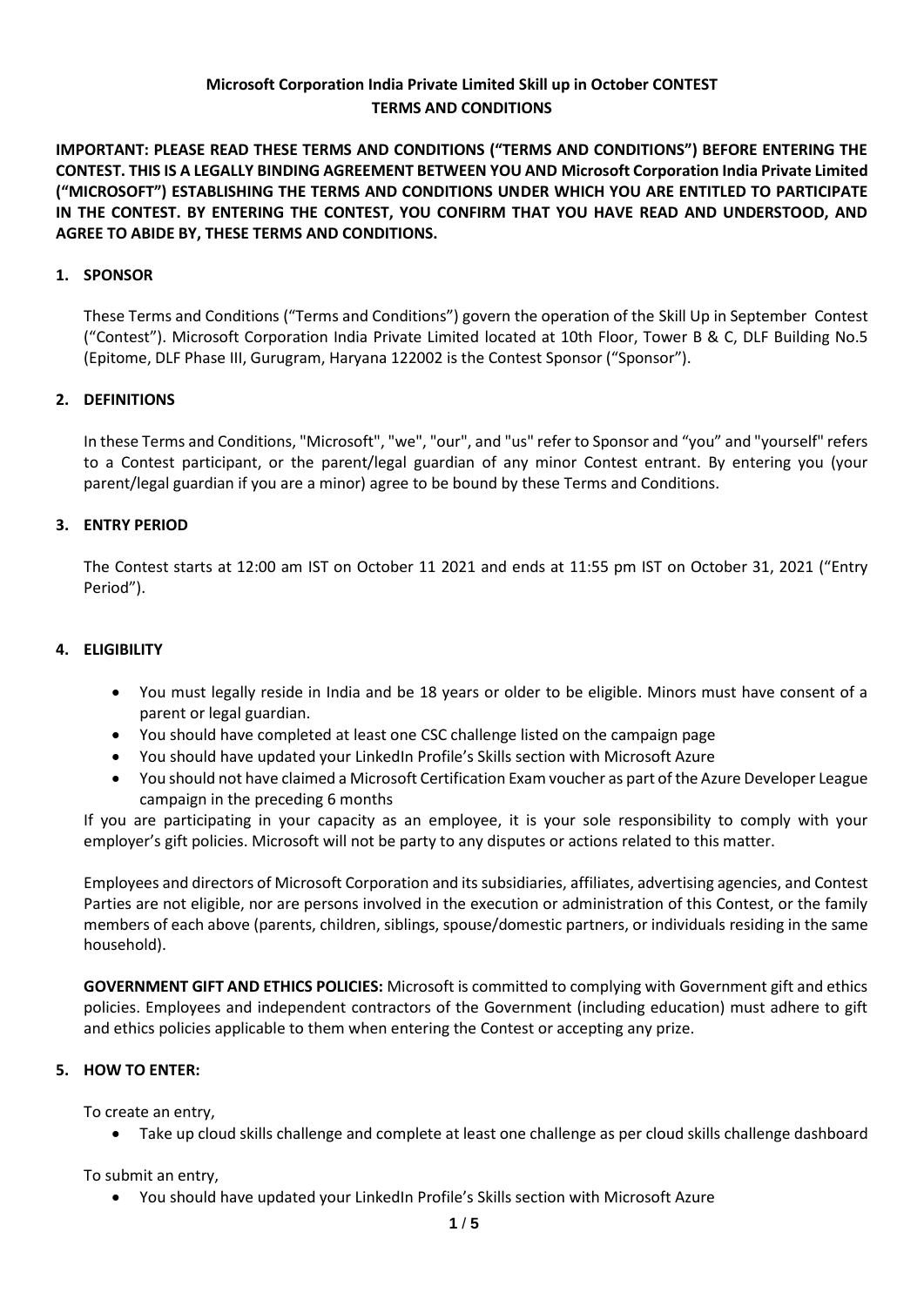# Microsoft Corporation India Private Limited Skill up in October CONTEST
## TERMS AND CONDITIONS

**IMPORTANT: PLEASE READ THESE TERMS AND CONDITIONS ("TERMS AND CONDITIONS") BEFORE ENTERING THE CONTEST. THIS IS A LEGALLY BINDING AGREEMENT BETWEEN YOU AND Microsoft Corporation India Private Limited ("MICROSOFT") ESTABLISHING THE TERMS AND CONDITIONS UNDER WHICH YOU ARE ENTITLED TO PARTICIPATE IN THE CONTEST. BY ENTERING THE CONTEST, YOU CONFIRM THAT YOU HAVE READ AND UNDERSTOOD, AND AGREE TO ABIDE BY, THESE TERMS AND CONDITIONS.**

### 1. SPONSOR

These Terms and Conditions ("Terms and Conditions") govern the operation of the Skill Up in September Contest ("Contest"). Microsoft Corporation India Private Limited located at 10th Floor, Tower B & C, DLF Building No.5 (Epitome, DLF Phase III, Gurugram, Haryana 122002 is the Contest Sponsor ("Sponsor").

### 2. DEFINITIONS

In these Terms and Conditions, "Microsoft", "we", "our", and "us" refer to Sponsor and "you" and "yourself" refers to a Contest participant, or the parent/legal guardian of any minor Contest entrant. By entering you (your parent/legal guardian if you are a minor) agree to be bound by these Terms and Conditions.

### 3. ENTRY PERIOD

The Contest starts at 12:00 am IST on October 11 2021 and ends at 11:55 pm IST on October 31, 2021 ("Entry Period").

### 4. ELIGIBILITY

- You must legally reside in India and be 18 years or older to be eligible. Minors must have consent of a parent or legal guardian.
- You should have completed at least one CSC challenge listed on the campaign page
- You should have updated your LinkedIn Profile's Skills section with Microsoft Azure
- You should not have claimed a Microsoft Certification Exam voucher as part of the Azure Developer League campaign in the preceding 6 months

If you are participating in your capacity as an employee, it is your sole responsibility to comply with your employer's gift policies. Microsoft will not be party to any disputes or actions related to this matter.

Employees and directors of Microsoft Corporation and its subsidiaries, affiliates, advertising agencies, and Contest Parties are not eligible, nor are persons involved in the execution or administration of this Contest, or the family members of each above (parents, children, siblings, spouse/domestic partners, or individuals residing in the same household).

**GOVERNMENT GIFT AND ETHICS POLICIES:** Microsoft is committed to complying with Government gift and ethics policies. Employees and independent contractors of the Government (including education) must adhere to gift and ethics policies applicable to them when entering the Contest or accepting any prize.

### 5. HOW TO ENTER:

To create an entry,

- Take up cloud skills challenge and complete at least one challenge as per cloud skills challenge dashboard

To submit an entry,

- You should have updated your LinkedIn Profile's Skills section with Microsoft Azure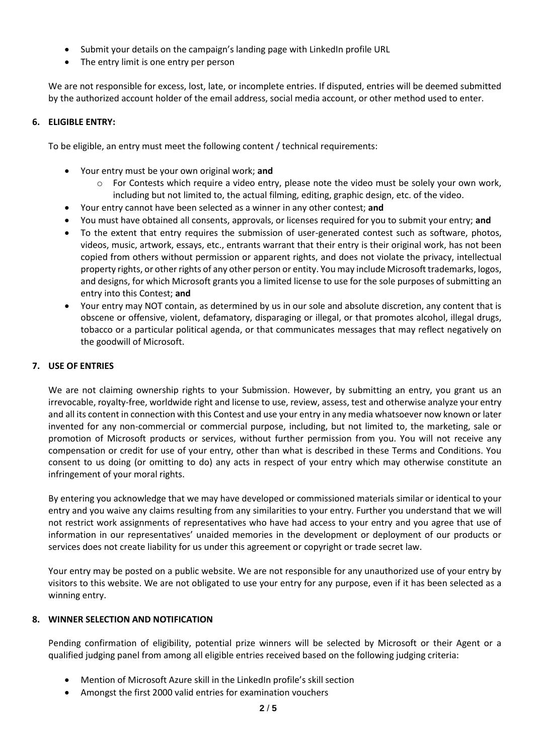- Submit your details on the campaign's landing page with LinkedIn profile URL
- The entry limit is one entry per person

We are not responsible for excess, lost, late, or incomplete entries. If disputed, entries will be deemed submitted by the authorized account holder of the email address, social media account, or other method used to enter.

## 6. ELIGIBLE ENTRY:

To be eligible, an entry must meet the following content / technical requirements:

- Your entry must be your own original work; **and**
  - For Contests which require a video entry, please note the video must be solely your own work, including but not limited to, the actual filming, editing, graphic design, etc. of the video.
- Your entry cannot have been selected as a winner in any other contest; **and**
- You must have obtained all consents, approvals, or licenses required for you to submit your entry; **and**
- To the extent that entry requires the submission of user-generated contest such as software, photos, videos, music, artwork, essays, etc., entrants warrant that their entry is their original work, has not been copied from others without permission or apparent rights, and does not violate the privacy, intellectual property rights, or other rights of any other person or entity. You may include Microsoft trademarks, logos, and designs, for which Microsoft grants you a limited license to use for the sole purposes of submitting an entry into this Contest; **and**
- Your entry may NOT contain, as determined by us in our sole and absolute discretion, any content that is obscene or offensive, violent, defamatory, disparaging or illegal, or that promotes alcohol, illegal drugs, tobacco or a particular political agenda, or that communicates messages that may reflect negatively on the goodwill of Microsoft.

## 7. USE OF ENTRIES

We are not claiming ownership rights to your Submission. However, by submitting an entry, you grant us an irrevocable, royalty-free, worldwide right and license to use, review, assess, test and otherwise analyze your entry and all its content in connection with this Contest and use your entry in any media whatsoever now known or later invented for any non-commercial or commercial purpose, including, but not limited to, the marketing, sale or promotion of Microsoft products or services, without further permission from you. You will not receive any compensation or credit for use of your entry, other than what is described in these Terms and Conditions. You consent to us doing (or omitting to do) any acts in respect of your entry which may otherwise constitute an infringement of your moral rights.

By entering you acknowledge that we may have developed or commissioned materials similar or identical to your entry and you waive any claims resulting from any similarities to your entry. Further you understand that we will not restrict work assignments of representatives who have had access to your entry and you agree that use of information in our representatives' unaided memories in the development or deployment of our products or services does not create liability for us under this agreement or copyright or trade secret law.

Your entry may be posted on a public website. We are not responsible for any unauthorized use of your entry by visitors to this website. We are not obligated to use your entry for any purpose, even if it has been selected as a winning entry.

## 8. WINNER SELECTION AND NOTIFICATION

Pending confirmation of eligibility, potential prize winners will be selected by Microsoft or their Agent or a qualified judging panel from among all eligible entries received based on the following judging criteria:

- Mention of Microsoft Azure skill in the LinkedIn profile's skill section
- Amongst the first 2000 valid entries for examination vouchers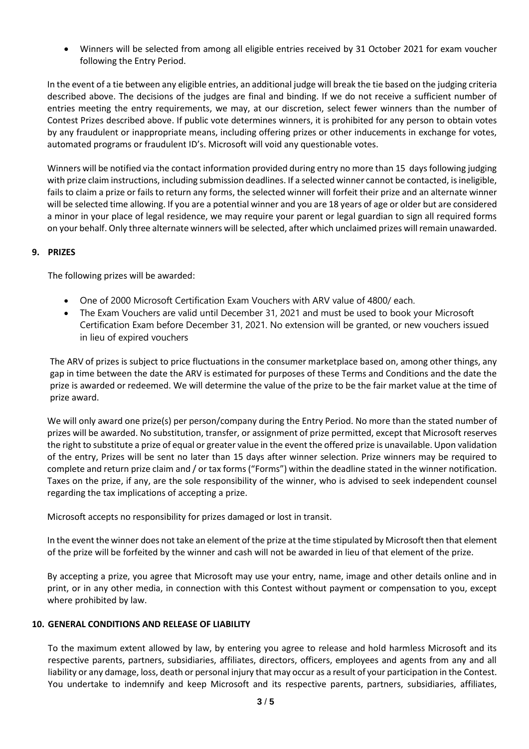- Winners will be selected from among all eligible entries received by 31 October 2021 for exam voucher following the Entry Period.

In the event of a tie between any eligible entries, an additional judge will break the tie based on the judging criteria described above. The decisions of the judges are final and binding. If we do not receive a sufficient number of entries meeting the entry requirements, we may, at our discretion, select fewer winners than the number of Contest Prizes described above. If public vote determines winners, it is prohibited for any person to obtain votes by any fraudulent or inappropriate means, including offering prizes or other inducements in exchange for votes, automated programs or fraudulent ID's. Microsoft will void any questionable votes.

Winners will be notified via the contact information provided during entry no more than 15 days following judging with prize claim instructions, including submission deadlines. If a selected winner cannot be contacted, is ineligible, fails to claim a prize or fails to return any forms, the selected winner will forfeit their prize and an alternate winner will be selected time allowing. If you are a potential winner and you are 18 years of age or older but are considered a minor in your place of legal residence, we may require your parent or legal guardian to sign all required forms on your behalf. Only three alternate winners will be selected, after which unclaimed prizes will remain unawarded.

## 9. PRIZES

The following prizes will be awarded:

- One of 2000 Microsoft Certification Exam Vouchers with ARV value of 4800/ each.
- The Exam Vouchers are valid until December 31, 2021 and must be used to book your Microsoft Certification Exam before December 31, 2021. No extension will be granted, or new vouchers issued in lieu of expired vouchers

The ARV of prizes is subject to price fluctuations in the consumer marketplace based on, among other things, any gap in time between the date the ARV is estimated for purposes of these Terms and Conditions and the date the prize is awarded or redeemed. We will determine the value of the prize to be the fair market value at the time of prize award.

We will only award one prize(s) per person/company during the Entry Period. No more than the stated number of prizes will be awarded. No substitution, transfer, or assignment of prize permitted, except that Microsoft reserves the right to substitute a prize of equal or greater value in the event the offered prize is unavailable. Upon validation of the entry, Prizes will be sent no later than 15 days after winner selection. Prize winners may be required to complete and return prize claim and / or tax forms ("Forms") within the deadline stated in the winner notification. Taxes on the prize, if any, are the sole responsibility of the winner, who is advised to seek independent counsel regarding the tax implications of accepting a prize.

Microsoft accepts no responsibility for prizes damaged or lost in transit.

In the event the winner does not take an element of the prize at the time stipulated by Microsoft then that element of the prize will be forfeited by the winner and cash will not be awarded in lieu of that element of the prize.

By accepting a prize, you agree that Microsoft may use your entry, name, image and other details online and in print, or in any other media, in connection with this Contest without payment or compensation to you, except where prohibited by law.

## 10. GENERAL CONDITIONS AND RELEASE OF LIABILITY

To the maximum extent allowed by law, by entering you agree to release and hold harmless Microsoft and its respective parents, partners, subsidiaries, affiliates, directors, officers, employees and agents from any and all liability or any damage, loss, death or personal injury that may occur as a result of your participation in the Contest. You undertake to indemnify and keep Microsoft and its respective parents, partners, subsidiaries, affiliates,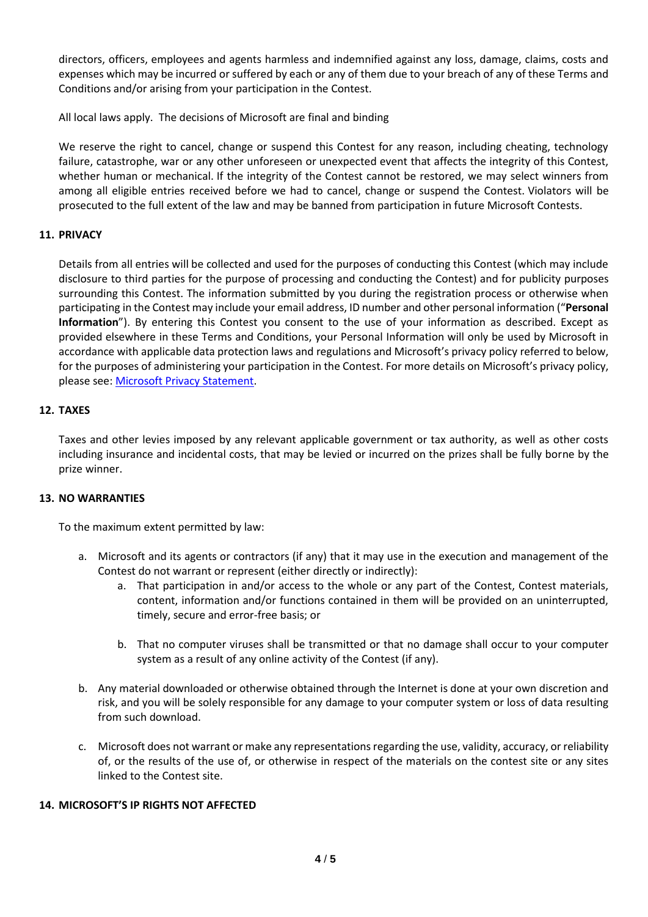directors, officers, employees and agents harmless and indemnified against any loss, damage, claims, costs and expenses which may be incurred or suffered by each or any of them due to your breach of any of these Terms and Conditions and/or arising from your participation in the Contest.

All local laws apply. The decisions of Microsoft are final and binding

We reserve the right to cancel, change or suspend this Contest for any reason, including cheating, technology failure, catastrophe, war or any other unforeseen or unexpected event that affects the integrity of this Contest, whether human or mechanical. If the integrity of the Contest cannot be restored, we may select winners from among all eligible entries received before we had to cancel, change or suspend the Contest. Violators will be prosecuted to the full extent of the law and may be banned from participation in future Microsoft Contests.

## 11. PRIVACY

Details from all entries will be collected and used for the purposes of conducting this Contest (which may include disclosure to third parties for the purpose of processing and conducting the Contest) and for publicity purposes surrounding this Contest. The information submitted by you during the registration process or otherwise when participating in the Contest may include your email address, ID number and other personal information ("**Personal Information**"). By entering this Contest you consent to the use of your information as described. Except as provided elsewhere in these Terms and Conditions, your Personal Information will only be used by Microsoft in accordance with applicable data protection laws and regulations and Microsoft's privacy policy referred to below, for the purposes of administering your participation in the Contest. For more details on Microsoft's privacy policy, please see: Microsoft Privacy Statement.

## 12. TAXES

Taxes and other levies imposed by any relevant applicable government or tax authority, as well as other costs including insurance and incidental costs, that may be levied or incurred on the prizes shall be fully borne by the prize winner.

## 13. NO WARRANTIES

To the maximum extent permitted by law:

a. Microsoft and its agents or contractors (if any) that it may use in the execution and management of the Contest do not warrant or represent (either directly or indirectly):
   a. That participation in and/or access to the whole or any part of the Contest, Contest materials, content, information and/or functions contained in them will be provided on an uninterrupted, timely, secure and error-free basis; or
   b. That no computer viruses shall be transmitted or that no damage shall occur to your computer system as a result of any online activity of the Contest (if any).
b. Any material downloaded or otherwise obtained through the Internet is done at your own discretion and risk, and you will be solely responsible for any damage to your computer system or loss of data resulting from such download.
c. Microsoft does not warrant or make any representations regarding the use, validity, accuracy, or reliability of, or the results of the use of, or otherwise in respect of the materials on the contest site or any sites linked to the Contest site.

## 14. MICROSOFT'S IP RIGHTS NOT AFFECTED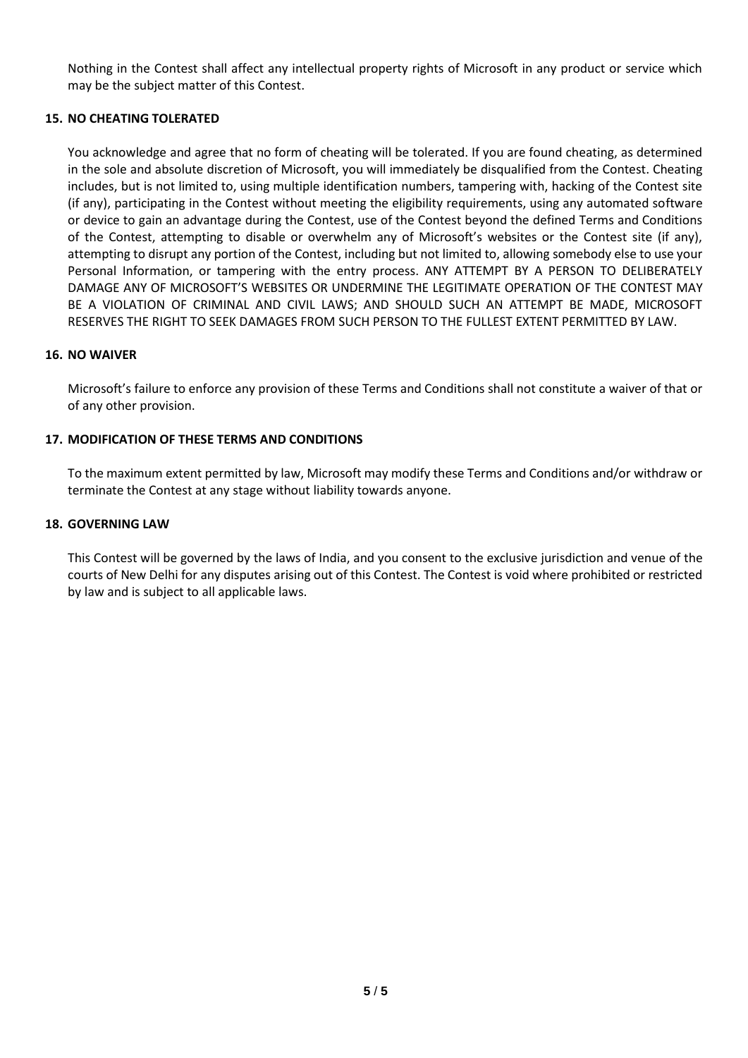Nothing in the Contest shall affect any intellectual property rights of Microsoft in any product or service which may be the subject matter of this Contest.

### 15. NO CHEATING TOLERATED

You acknowledge and agree that no form of cheating will be tolerated. If you are found cheating, as determined in the sole and absolute discretion of Microsoft, you will immediately be disqualified from the Contest. Cheating includes, but is not limited to, using multiple identification numbers, tampering with, hacking of the Contest site (if any), participating in the Contest without meeting the eligibility requirements, using any automated software or device to gain an advantage during the Contest, use of the Contest beyond the defined Terms and Conditions of the Contest, attempting to disable or overwhelm any of Microsoft's websites or the Contest site (if any), attempting to disrupt any portion of the Contest, including but not limited to, allowing somebody else to use your Personal Information, or tampering with the entry process. ANY ATTEMPT BY A PERSON TO DELIBERATELY DAMAGE ANY OF MICROSOFT'S WEBSITES OR UNDERMINE THE LEGITIMATE OPERATION OF THE CONTEST MAY BE A VIOLATION OF CRIMINAL AND CIVIL LAWS; AND SHOULD SUCH AN ATTEMPT BE MADE, MICROSOFT RESERVES THE RIGHT TO SEEK DAMAGES FROM SUCH PERSON TO THE FULLEST EXTENT PERMITTED BY LAW.

### 16. NO WAIVER

Microsoft's failure to enforce any provision of these Terms and Conditions shall not constitute a waiver of that or of any other provision.

### 17. MODIFICATION OF THESE TERMS AND CONDITIONS

To the maximum extent permitted by law, Microsoft may modify these Terms and Conditions and/or withdraw or terminate the Contest at any stage without liability towards anyone.

### 18. GOVERNING LAW

This Contest will be governed by the laws of India, and you consent to the exclusive jurisdiction and venue of the courts of New Delhi for any disputes arising out of this Contest. The Contest is void where prohibited or restricted by law and is subject to all applicable laws.